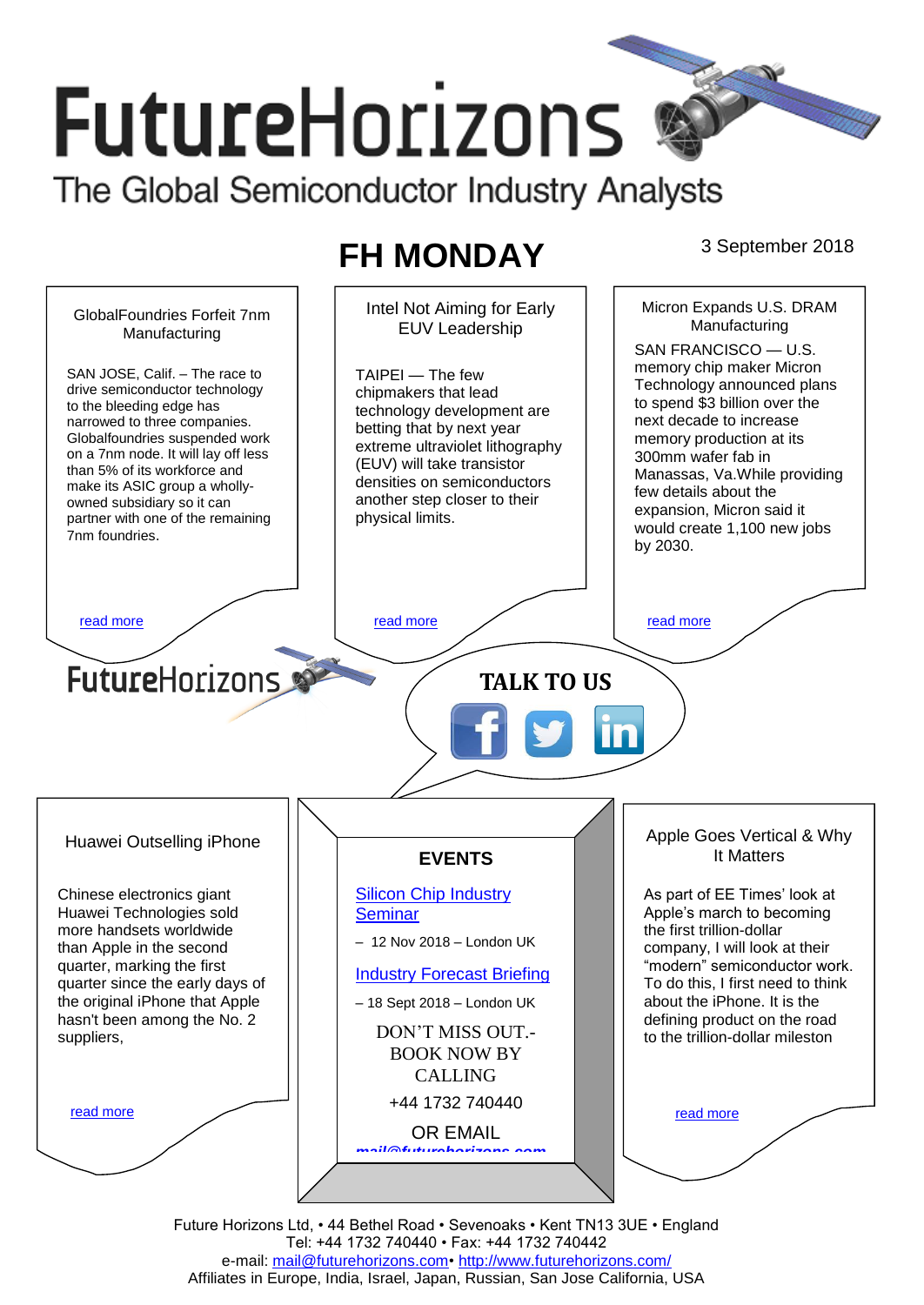# FutureHorizons

The Global Semiconductor Industry Analysts

## FH MONDAY

3 September 2018

### GlobalFoundries Forfeit 7nm Manufacturing

SAN JOSE, Calif. – The race to drive semiconductor technology to the bleeding edge has narrowed to three companies. Globalfoundries suspended work on a 7nm node. It will lay off less than 5% of its workforce and make its ASIC group a wholly-owned subsidiary so it can partner with one of the remaining 7nm foundries.

read more

### Intel Not Aiming for Early EUV Leadership

TAIPEI — The few chipmakers that lead technology development are betting that by next year extreme ultraviolet lithography (EUV) will take transistor densities on semiconductors another step closer to their physical limits.

read more

### Micron Expands U.S. DRAM Manufacturing

SAN FRANCISCO — U.S. memory chip maker Micron Technology announced plans to spend $3 billion over the next decade to increase memory production at its 300mm wafer fab in Manassas, Va.While providing few details about the expansion, Micron said it would create 1,100 new jobs by 2030.

read more

FutureHorizons

**TALK TO US**

### Huawei Outselling iPhone

Chinese electronics giant Huawei Technologies sold more handsets worldwide than Apple in the second quarter, marking the first quarter since the early days of the original iPhone that Apple hasn't been among the No. 2 suppliers,

read more

### EVENTS

[Silicon Chip Industry Seminar](#)

– 12 Nov 2018 – London UK

[Industry Forecast Briefing](#)

– 18 Sept 2018 – London UK

DON'T MISS OUT.- BOOK NOW BY CALLING

+44 1732 740440

OR EMAIL

mail@futurehorizons.com

### Apple Goes Vertical & Why It Matters

As part of EE Times' look at Apple's march to becoming the first trillion-dollar company, I will look at their "modern" semiconductor work. To do this, I first need to think about the iPhone. It is the defining product on the road to the trillion-dollar mileston

read more

Future Horizons Ltd, • 44 Bethel Road • Sevenoaks • Kent TN13 3UE • England
Tel: +44 1732 740440 • Fax: +44 1732 740442
e-mail: mail@futurehorizons.com• http://www.futurehorizons.com/
Affiliates in Europe, India, Israel, Japan, Russian, San Jose California, USA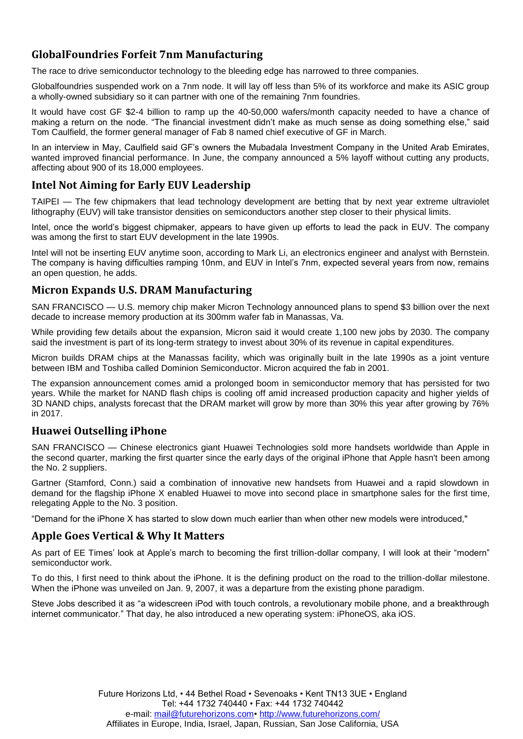## GlobalFoundries Forfeit 7nm Manufacturing

The race to drive semiconductor technology to the bleeding edge has narrowed to three companies.

Globalfoundries suspended work on a 7nm node. It will lay off less than 5% of its workforce and make its ASIC group a wholly-owned subsidiary so it can partner with one of the remaining 7nm foundries.

It would have cost GF $2-4 billion to ramp up the 40-50,000 wafers/month capacity needed to have a chance of making a return on the node. "The financial investment didn't make as much sense as doing something else," said Tom Caulfield, the former general manager of Fab 8 named chief executive of GF in March.

In an interview in May, Caulfield said GF's owners the Mubadala Investment Company in the United Arab Emirates, wanted improved financial performance. In June, the company announced a 5% layoff without cutting any products, affecting about 900 of its 18,000 employees.

## Intel Not Aiming for Early EUV Leadership

TAIPEI — The few chipmakers that lead technology development are betting that by next year extreme ultraviolet lithography (EUV) will take transistor densities on semiconductors another step closer to their physical limits.

Intel, once the world's biggest chipmaker, appears to have given up efforts to lead the pack in EUV. The company was among the first to start EUV development in the late 1990s.

Intel will not be inserting EUV anytime soon, according to Mark Li, an electronics engineer and analyst with Bernstein. The company is having difficulties ramping 10nm, and EUV in Intel's 7nm, expected several years from now, remains an open question, he adds.

## Micron Expands U.S. DRAM Manufacturing

SAN FRANCISCO — U.S. memory chip maker Micron Technology announced plans to spend $3 billion over the next decade to increase memory production at its 300mm wafer fab in Manassas, Va.

While providing few details about the expansion, Micron said it would create 1,100 new jobs by 2030. The company said the investment is part of its long-term strategy to invest about 30% of its revenue in capital expenditures.

Micron builds DRAM chips at the Manassas facility, which was originally built in the late 1990s as a joint venture between IBM and Toshiba called Dominion Semiconductor. Micron acquired the fab in 2001.

The expansion announcement comes amid a prolonged boom in semiconductor memory that has persisted for two years. While the market for NAND flash chips is cooling off amid increased production capacity and higher yields of 3D NAND chips, analysts forecast that the DRAM market will grow by more than 30% this year after growing by 76% in 2017.

## Huawei Outselling iPhone

SAN FRANCISCO — Chinese electronics giant Huawei Technologies sold more handsets worldwide than Apple in the second quarter, marking the first quarter since the early days of the original iPhone that Apple hasn't been among the No. 2 suppliers.

Gartner (Stamford, Conn.) said a combination of innovative new handsets from Huawei and a rapid slowdown in demand for the flagship iPhone X enabled Huawei to move into second place in smartphone sales for the first time, relegating Apple to the No. 3 position.

"Demand for the iPhone X has started to slow down much earlier than when other new models were introduced,"

## Apple Goes Vertical & Why It Matters

As part of EE Times' look at Apple's march to becoming the first trillion-dollar company, I will look at their "modern" semiconductor work.

To do this, I first need to think about the iPhone. It is the defining product on the road to the trillion-dollar milestone. When the iPhone was unveiled on Jan. 9, 2007, it was a departure from the existing phone paradigm.

Steve Jobs described it as "a widescreen iPod with touch controls, a revolutionary mobile phone, and a breakthrough internet communicator." That day, he also introduced a new operating system: iPhoneOS, aka iOS.

Future Horizons Ltd, • 44 Bethel Road • Sevenoaks • Kent TN13 3UE • England
Tel: +44 1732 740440 • Fax: +44 1732 740442
e-mail: mail@futurehorizons.com• http://www.futurehorizons.com/
Affiliates in Europe, India, Israel, Japan, Russian, San Jose California, USA